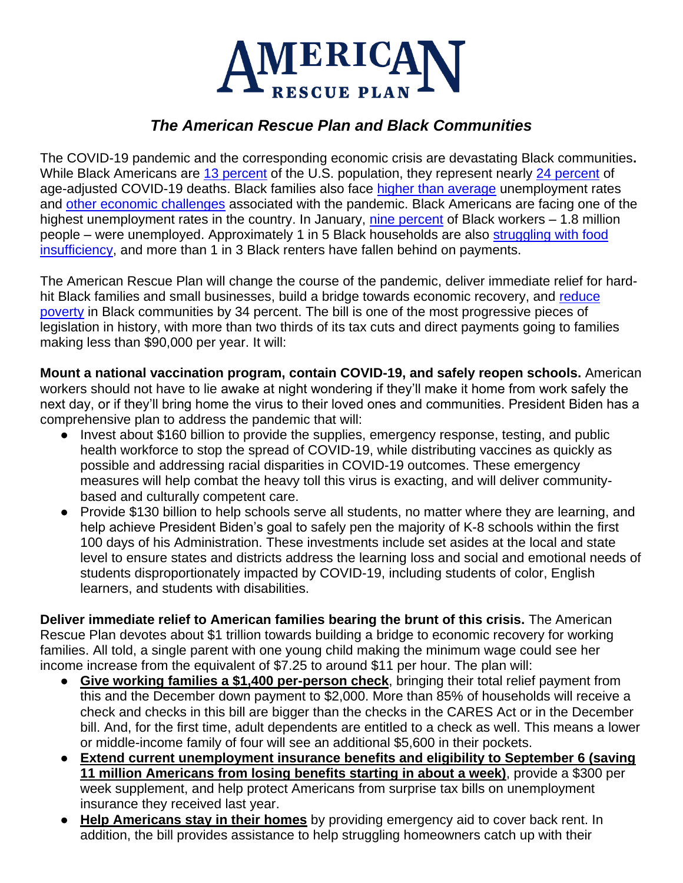# AMERICAN RESCUE PLAN

## *The American Rescue Plan and Black Communities*

The COVID-19 pandemic and the corresponding economic crisis are devastating Black communities**.** While Black Americans are 13 percent of the U.S. population, they represent nearly 24 percent of age-adjusted COVID-19 deaths. Black families also face higher than average unemployment rates and other economic challenges associated with the pandemic. Black Americans are facing one of the highest unemployment rates in the country. In January, nine percent of Black workers – 1.8 million people – were unemployed. Approximately 1 in 5 Black households are also struggling with food insufficiency, and more than 1 in 3 Black renters have fallen behind on payments.

The American Rescue Plan will change the course of the pandemic, deliver immediate relief for hard-hit Black families and small businesses, build a bridge towards economic recovery, and reduce poverty in Black communities by 34 percent. The bill is one of the most progressive pieces of legislation in history, with more than two thirds of its tax cuts and direct payments going to families making less than $90,000 per year. It will:

**Mount a national vaccination program, contain COVID-19, and safely reopen schools.** American workers should not have to lie awake at night wondering if they'll make it home from work safely the next day, or if they'll bring home the virus to their loved ones and communities. President Biden has a comprehensive plan to address the pandemic that will:

- Invest about $160 billion to provide the supplies, emergency response, testing, and public health workforce to stop the spread of COVID-19, while distributing vaccines as quickly as possible and addressing racial disparities in COVID-19 outcomes. These emergency measures will help combat the heavy toll this virus is exacting, and will deliver community-based and culturally competent care.
- Provide $130 billion to help schools serve all students, no matter where they are learning, and help achieve President Biden's goal to safely pen the majority of K-8 schools within the first 100 days of his Administration. These investments include set asides at the local and state level to ensure states and districts address the learning loss and social and emotional needs of students disproportionately impacted by COVID-19, including students of color, English learners, and students with disabilities.

**Deliver immediate relief to American families bearing the brunt of this crisis.** The American Rescue Plan devotes about $1 trillion towards building a bridge to economic recovery for working families. All told, a single parent with one young child making the minimum wage could see her income increase from the equivalent of $7.25 to around $11 per hour. The plan will:

- **Give working families a $1,400 per-person check**, bringing their total relief payment from this and the December down payment to $2,000. More than 85% of households will receive a check and checks in this bill are bigger than the checks in the CARES Act or in the December bill. And, for the first time, adult dependents are entitled to a check as well. This means a lower or middle-income family of four will see an additional $5,600 in their pockets.
- **Extend current unemployment insurance benefits and eligibility to September 6 (saving 11 million Americans from losing benefits starting in about a week)**, provide a $300 per week supplement, and help protect Americans from surprise tax bills on unemployment insurance they received last year.
- **Help Americans stay in their homes** by providing emergency aid to cover back rent. In addition, the bill provides assistance to help struggling homeowners catch up with their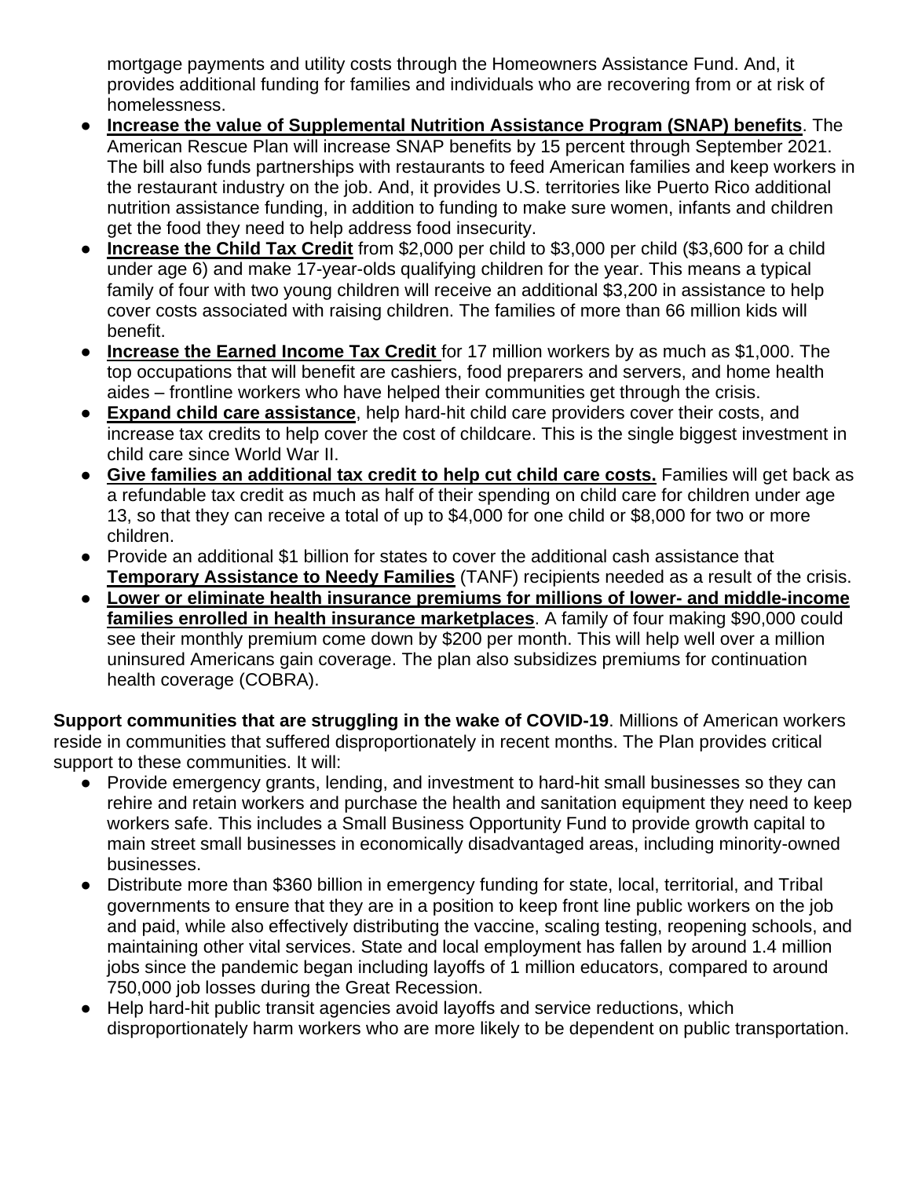mortgage payments and utility costs through the Homeowners Assistance Fund. And, it provides additional funding for families and individuals who are recovering from or at risk of homelessness.

- **Increase the value of Supplemental Nutrition Assistance Program (SNAP) benefits**. The American Rescue Plan will increase SNAP benefits by 15 percent through September 2021. The bill also funds partnerships with restaurants to feed American families and keep workers in the restaurant industry on the job. And, it provides U.S. territories like Puerto Rico additional nutrition assistance funding, in addition to funding to make sure women, infants and children get the food they need to help address food insecurity.
- **Increase the Child Tax Credit** from $2,000 per child to $3,000 per child ($3,600 for a child under age 6) and make 17-year-olds qualifying children for the year. This means a typical family of four with two young children will receive an additional $3,200 in assistance to help cover costs associated with raising children. The families of more than 66 million kids will benefit.
- **Increase the Earned Income Tax Credit** for 17 million workers by as much as $1,000. The top occupations that will benefit are cashiers, food preparers and servers, and home health aides – frontline workers who have helped their communities get through the crisis.
- **Expand child care assistance**, help hard-hit child care providers cover their costs, and increase tax credits to help cover the cost of childcare. This is the single biggest investment in child care since World War II.
- **Give families an additional tax credit to help cut child care costs.** Families will get back as a refundable tax credit as much as half of their spending on child care for children under age 13, so that they can receive a total of up to $4,000 for one child or $8,000 for two or more children.
- Provide an additional $1 billion for states to cover the additional cash assistance that **Temporary Assistance to Needy Families** (TANF) recipients needed as a result of the crisis.
- **Lower or eliminate health insurance premiums for millions of lower- and middle-income families enrolled in health insurance marketplaces**. A family of four making $90,000 could see their monthly premium come down by $200 per month. This will help well over a million uninsured Americans gain coverage. The plan also subsidizes premiums for continuation health coverage (COBRA).

**Support communities that are struggling in the wake of COVID-19**. Millions of American workers reside in communities that suffered disproportionately in recent months. The Plan provides critical support to these communities. It will:

- Provide emergency grants, lending, and investment to hard-hit small businesses so they can rehire and retain workers and purchase the health and sanitation equipment they need to keep workers safe. This includes a Small Business Opportunity Fund to provide growth capital to main street small businesses in economically disadvantaged areas, including minority-owned businesses.
- Distribute more than $360 billion in emergency funding for state, local, territorial, and Tribal governments to ensure that they are in a position to keep front line public workers on the job and paid, while also effectively distributing the vaccine, scaling testing, reopening schools, and maintaining other vital services. State and local employment has fallen by around 1.4 million jobs since the pandemic began including layoffs of 1 million educators, compared to around 750,000 job losses during the Great Recession.
- Help hard-hit public transit agencies avoid layoffs and service reductions, which disproportionately harm workers who are more likely to be dependent on public transportation.